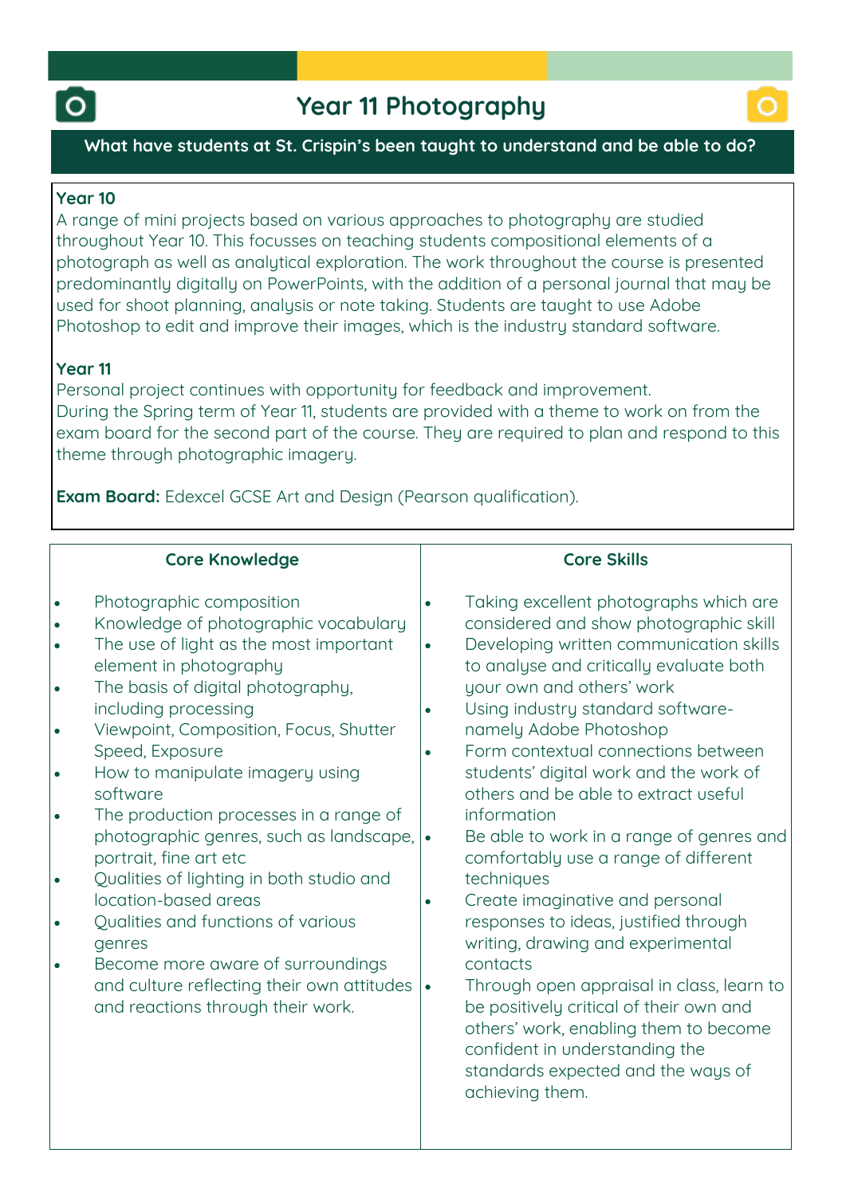# Year 11 Photography

**What have students at St. Crispin's been taught to understand and be able to do?**

**Year 10**
A range of mini projects based on various approaches to photography are studied throughout Year 10. This focusses on teaching students compositional elements of a photograph as well as analytical exploration. The work throughout the course is presented predominantly digitally on PowerPoints, with the addition of a personal journal that may be used for shoot planning, analysis or note taking. Students are taught to use Adobe Photoshop to edit and improve their images, which is the industry standard software.

**Year 11**
Personal project continues with opportunity for feedback and improvement.
During the Spring term of Year 11, students are provided with a theme to work on from the exam board for the second part of the course. They are required to plan and respond to this theme through photographic imagery.

**Exam Board:** Edexcel GCSE Art and Design (Pearson qualification).

| Core Knowledge | Core Skills |
|---|---|
| • Photographic composition<br>• Knowledge of photographic vocabulary<br>• The use of light as the most important element in photography<br>• The basis of digital photography, including processing<br>• Viewpoint, Composition, Focus, Shutter Speed, Exposure<br>• How to manipulate imagery using software<br>• The production processes in a range of photographic genres, such as landscape, portrait, fine art etc<br>• Qualities of lighting in both studio and location-based areas<br>• Qualities and functions of various genres<br>• Become more aware of surroundings and culture reflecting their own attitudes and reactions through their work. | • Taking excellent photographs which are considered and show photographic skill<br>• Developing written communication skills to analyse and critically evaluate both your own and others' work<br>• Using industry standard software- namely Adobe Photoshop<br>• Form contextual connections between students' digital work and the work of others and be able to extract useful information<br>• Be able to work in a range of genres and comfortably use a range of different techniques<br>• Create imaginative and personal responses to ideas, justified through writing, drawing and experimental contacts<br>• Through open appraisal in class, learn to be positively critical of their own and others' work, enabling them to become confident in understanding the standards expected and the ways of achieving them. |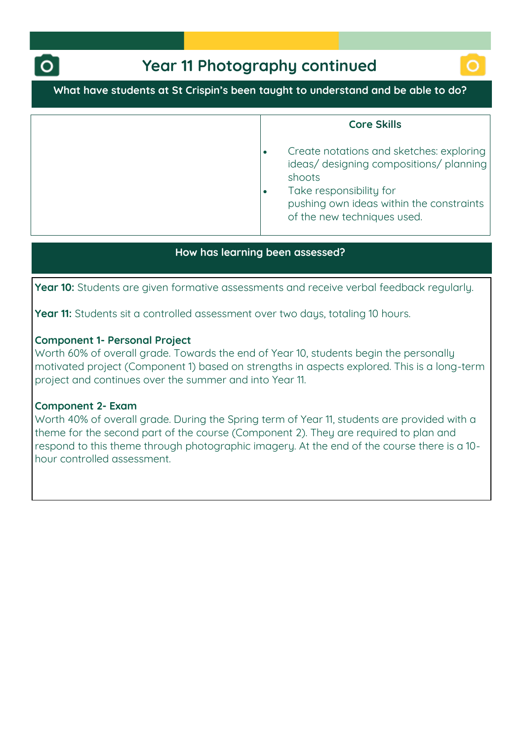# Year 11 Photography continued

## What have students at St Crispin's been taught to understand and be able to do?

| | Core Skills |
|---|---|
| | • Create notations and sketches: exploring ideas/ designing compositions/ planning shoots<br>• Take responsibility for pushing own ideas within the constraints of the new techniques used. |

## How has learning been assessed?

**Year 10:** Students are given formative assessments and receive verbal feedback regularly.

**Year 11:** Students sit a controlled assessment over two days, totaling 10 hours.

**Component 1- Personal Project**
Worth 60% of overall grade. Towards the end of Year 10, students begin the personally motivated project (Component 1) based on strengths in aspects explored. This is a long-term project and continues over the summer and into Year 11.

**Component 2- Exam**
Worth 40% of overall grade. During the Spring term of Year 11, students are provided with a theme for the second part of the course (Component 2). They are required to plan and respond to this theme through photographic imagery. At the end of the course there is a 10-hour controlled assessment.